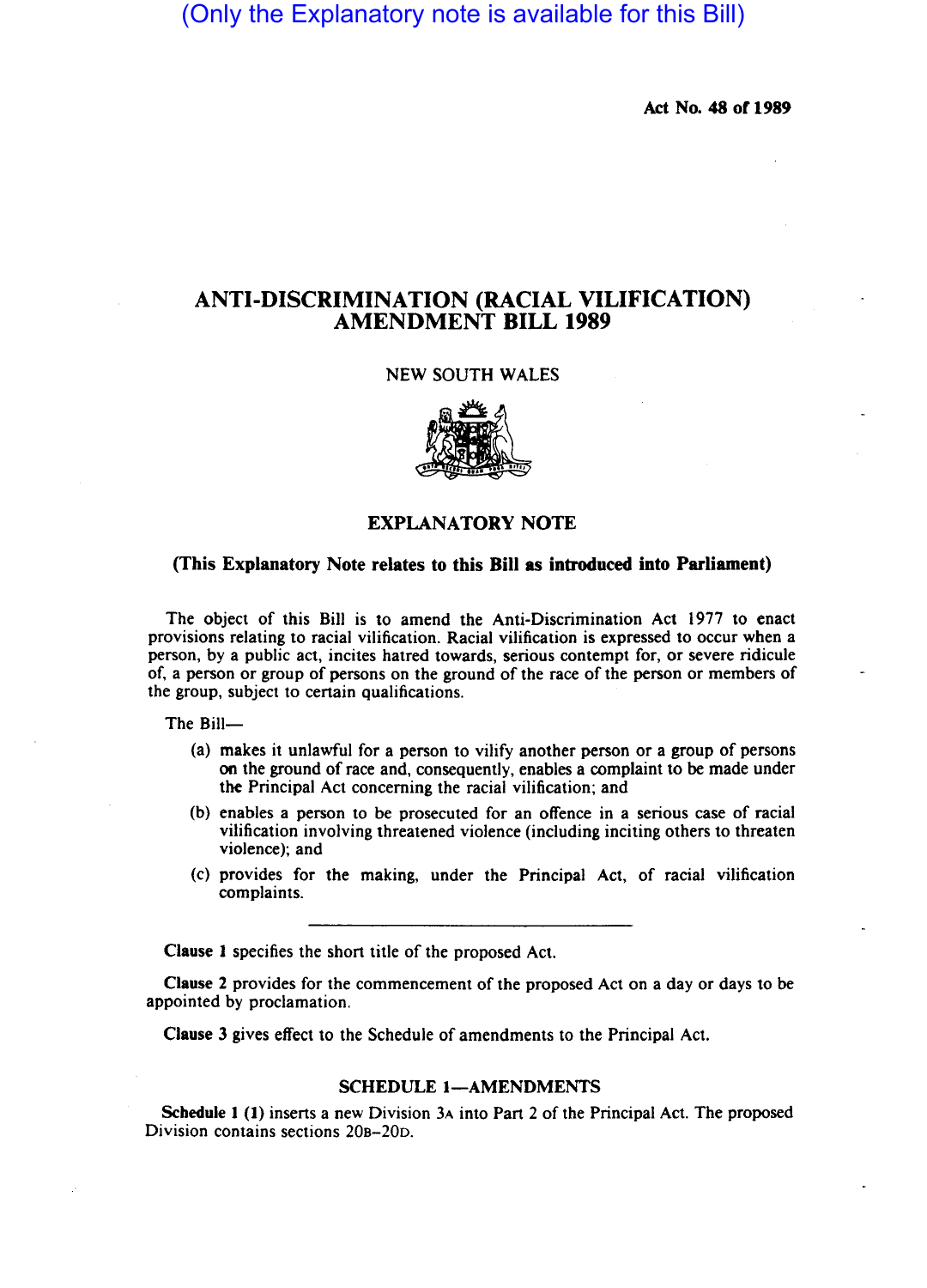(Only the Explanatory note is available for this Bill)

**Act No. 48 of 1989**

# ANTI-DISCRIMINATION (RACIAL VILIFICATION) AMENDMENT BILL 1989

NEW SOUTH WALES

## EXPLANATORY NOTE

**(This Explanatory Note relates to this Bill as introduced into Parliament)**

The object of this Bill is to amend the Anti-Discrimination Act 1977 to enact provisions relating to racial vilification. Racial vilification is expressed to occur when a person, by a public act, incites hatred towards, serious contempt for, or severe ridicule of, a person or group of persons on the ground of the race of the person or members of the group, subject to certain qualifications.

The Bill—

(a) makes it unlawful for a person to vilify another person or a group of persons on the ground of race and, consequently, enables a complaint to be made under the Principal Act concerning the racial vilification; and

(b) enables a person to be prosecuted for an offence in a serious case of racial vilification involving threatened violence (including inciting others to threaten violence); and

(c) provides for the making, under the Principal Act, of racial vilification complaints.

---

**Clause 1** specifies the short title of the proposed Act.

**Clause 2** provides for the commencement of the proposed Act on a day or days to be appointed by proclamation.

**Clause 3** gives effect to the Schedule of amendments to the Principal Act.

### SCHEDULE 1—AMENDMENTS

**Schedule 1 (1)** inserts a new Division 3A into Part 2 of the Principal Act. The proposed Division contains sections 20B–20D.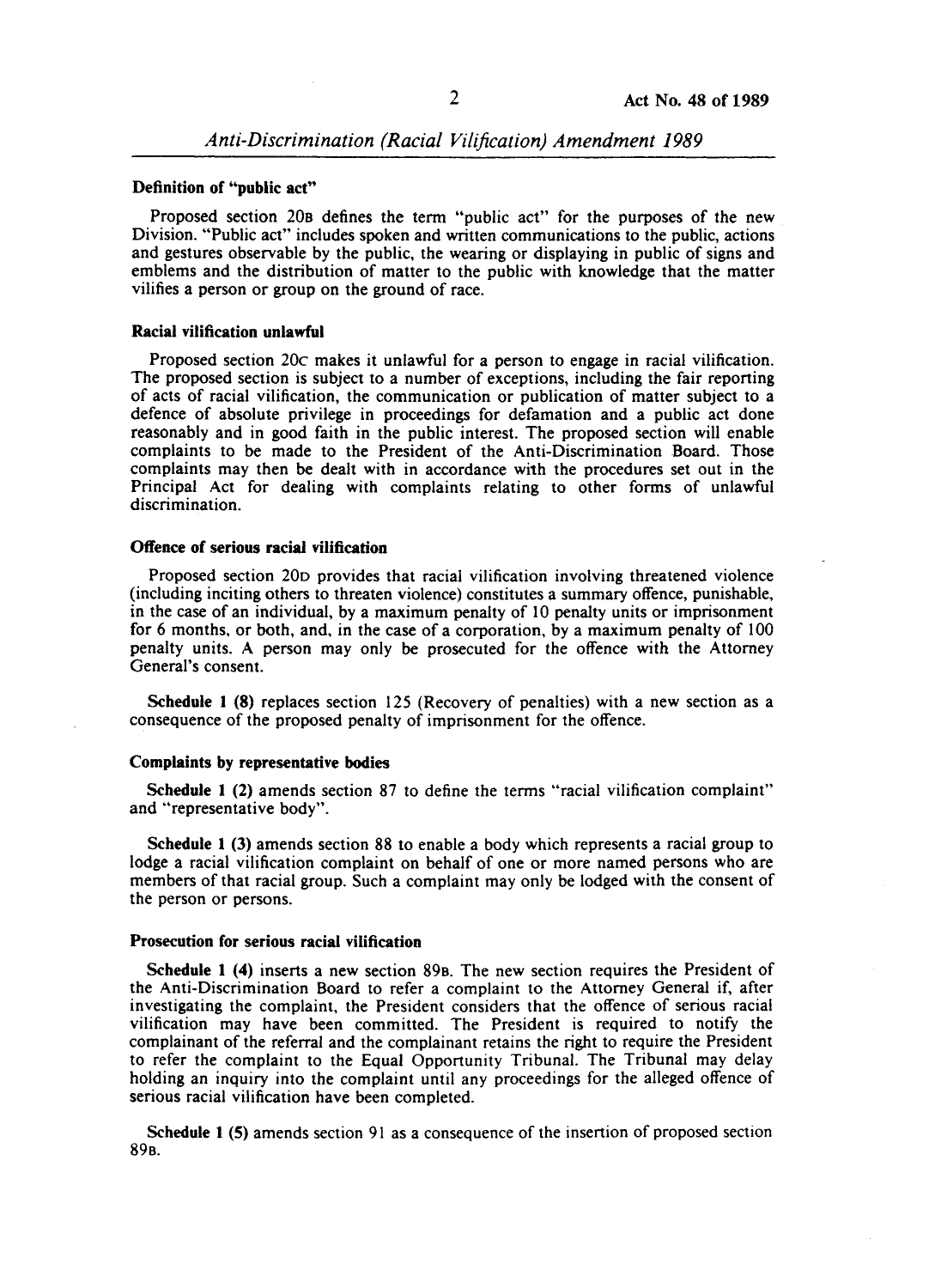#### Definition of "public act"

Proposed section 20B defines the term "public act" for the purposes of the new Division. "Public act" includes spoken and written communications to the public, actions and gestures observable by the public, the wearing or displaying in public of signs and emblems and the distribution of matter to the public with knowledge that the matter vilifies a person or group on the ground of race.

#### Racial vilification unlawful

Proposed section 20C makes it unlawful for a person to engage in racial vilification. The proposed section is subject to a number of exceptions, including the fair reporting of acts of racial vilification, the communication or publication of matter subject to a defence of absolute privilege in proceedings for defamation and a public act done reasonably and in good faith in the public interest. The proposed section will enable complaints to be made to the President of the Anti-Discrimination Board. Those complaints may then be dealt with in accordance with the procedures set out in the Principal Act for dealing with complaints relating to other forms of unlawful discrimination.

#### Offence of serious racial vilification

Proposed section 20D provides that racial vilification involving threatened violence (including inciting others to threaten violence) constitutes a summary offence, punishable, in the case of an individual, by a maximum penalty of 10 penalty units or imprisonment for 6 months, or both, and, in the case of a corporation, by a maximum penalty of 100 penalty units. A person may only be prosecuted for the offence with the Attorney General's consent.

**Schedule 1 (8)** replaces section 125 (Recovery of penalties) with a new section as a consequence of the proposed penalty of imprisonment for the offence.

#### Complaints by representative bodies

**Schedule 1 (2)** amends section 87 to define the terms "racial vilification complaint" and "representative body".

**Schedule 1 (3)** amends section 88 to enable a body which represents a racial group to lodge a racial vilification complaint on behalf of one or more named persons who are members of that racial group. Such a complaint may only be lodged with the consent of the person or persons.

#### Prosecution for serious racial vilification

**Schedule 1 (4)** inserts a new section 89B. The new section requires the President of the Anti-Discrimination Board to refer a complaint to the Attorney General if, after investigating the complaint, the President considers that the offence of serious racial vilification may have been committed. The President is required to notify the complainant of the referral and the complainant retains the right to require the President to refer the complaint to the Equal Opportunity Tribunal. The Tribunal may delay holding an inquiry into the complaint until any proceedings for the alleged offence of serious racial vilification have been completed.

**Schedule 1 (5)** amends section 91 as a consequence of the insertion of proposed section 89B.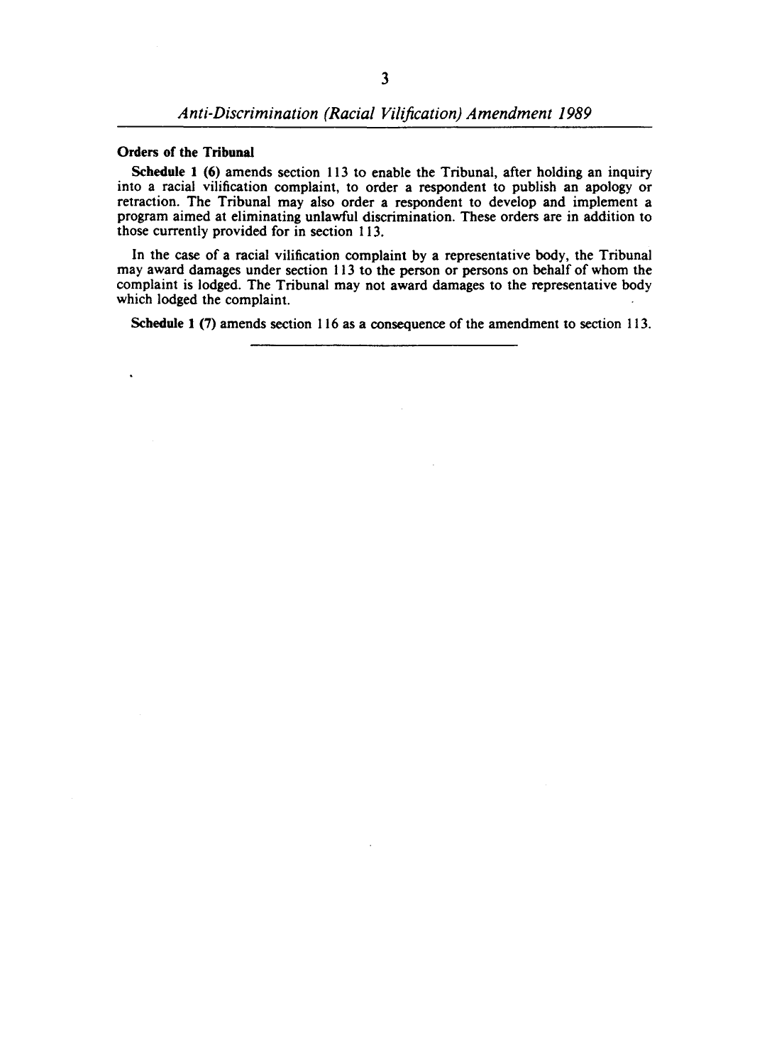#### Orders of the Tribunal

**Schedule 1 (6)** amends section 113 to enable the Tribunal, after holding an inquiry into a racial vilification complaint, to order a respondent to publish an apology or retraction. The Tribunal may also order a respondent to develop and implement a program aimed at eliminating unlawful discrimination. These orders are in addition to those currently provided for in section 113.

In the case of a racial vilification complaint by a representative body, the Tribunal may award damages under section 113 to the person or persons on behalf of whom the complaint is lodged. The Tribunal may not award damages to the representative body which lodged the complaint.

**Schedule 1 (7)** amends section 116 as a consequence of the amendment to section 113.